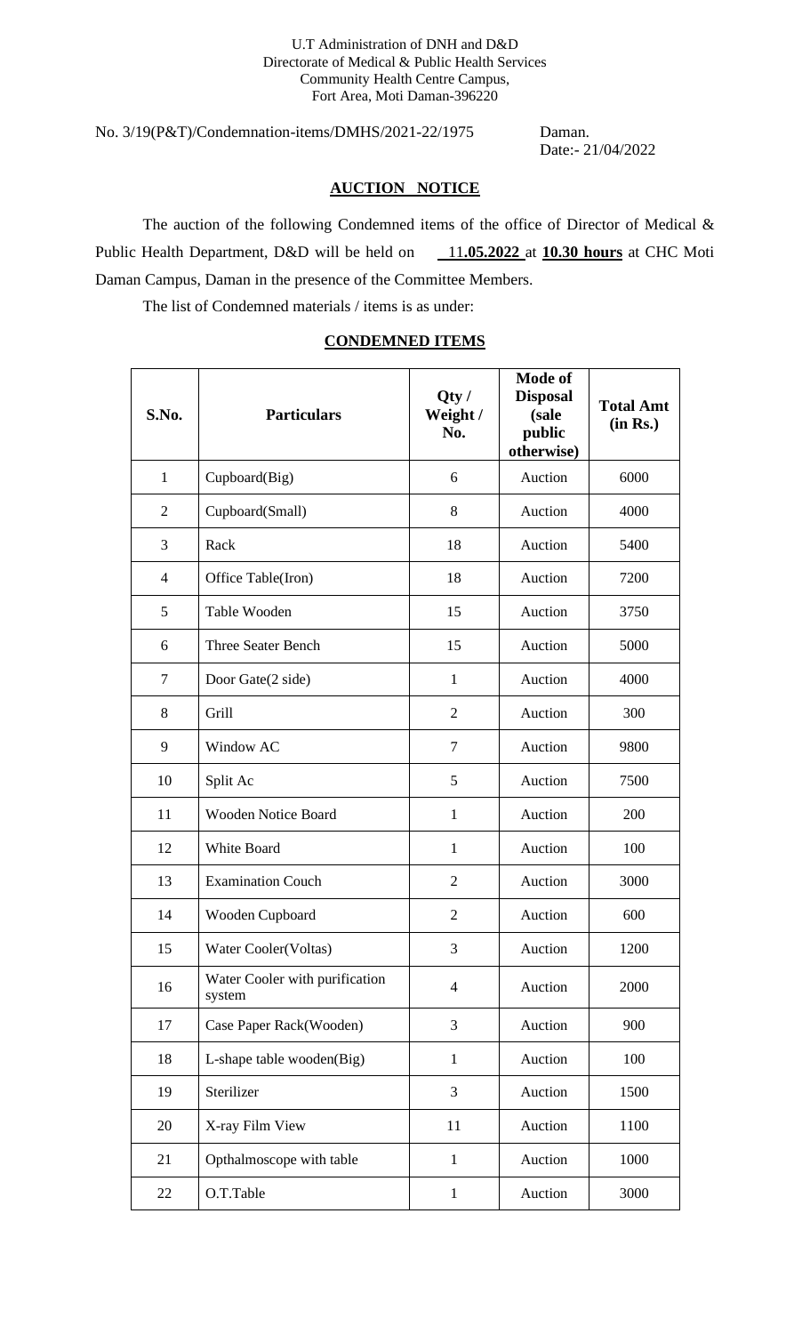U.T Administration of DNH and D&D
Directorate of Medical & Public Health Services
Community Health Centre Campus,
Fort Area, Moti Daman-396220

No. 3/19(P&T)/Condemnation-items/DMHS/2021-22/1975 Daman.
Date:- 21/04/2022

## AUCTION NOTICE

The auction of the following Condemned items of the office of Director of Medical & Public Health Department, D&D will be held on **11.05.2022** at **10.30 hours** at CHC Moti Daman Campus, Daman in the presence of the Committee Members.

The list of Condemned materials / items is as under:

### CONDEMNED ITEMS

| S.No. | Particulars | Qty / Weight / No. | Mode of Disposal (sale public otherwise) | Total Amt (in Rs.) |
|---|---|---|---|---|
| 1 | Cupboard(Big) | 6 | Auction | 6000 |
| 2 | Cupboard(Small) | 8 | Auction | 4000 |
| 3 | Rack | 18 | Auction | 5400 |
| 4 | Office Table(Iron) | 18 | Auction | 7200 |
| 5 | Table Wooden | 15 | Auction | 3750 |
| 6 | Three Seater Bench | 15 | Auction | 5000 |
| 7 | Door Gate(2 side) | 1 | Auction | 4000 |
| 8 | Grill | 2 | Auction | 300 |
| 9 | Window AC | 7 | Auction | 9800 |
| 10 | Split Ac | 5 | Auction | 7500 |
| 11 | Wooden Notice Board | 1 | Auction | 200 |
| 12 | White Board | 1 | Auction | 100 |
| 13 | Examination Couch | 2 | Auction | 3000 |
| 14 | Wooden Cupboard | 2 | Auction | 600 |
| 15 | Water Cooler(Voltas) | 3 | Auction | 1200 |
| 16 | Water Cooler with purification system | 4 | Auction | 2000 |
| 17 | Case Paper Rack(Wooden) | 3 | Auction | 900 |
| 18 | L-shape table wooden(Big) | 1 | Auction | 100 |
| 19 | Sterilizer | 3 | Auction | 1500 |
| 20 | X-ray Film View | 11 | Auction | 1100 |
| 21 | Opthalmoscope with table | 1 | Auction | 1000 |
| 22 | O.T.Table | 1 | Auction | 3000 |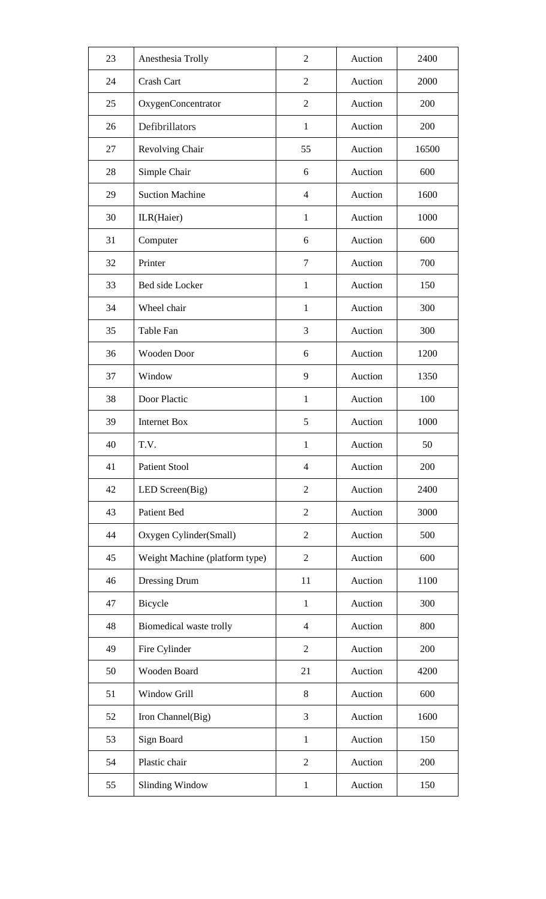| 23 | Anesthesia Trolly | 2 | Auction | 2400 |
|---|---|---|---|---|
| 24 | Crash Cart | 2 | Auction | 2000 |
| 25 | OxygenConcentrator | 2 | Auction | 200 |
| 26 | Defibrillators | 1 | Auction | 200 |
| 27 | Revolving Chair | 55 | Auction | 16500 |
| 28 | Simple Chair | 6 | Auction | 600 |
| 29 | Suction Machine | 4 | Auction | 1600 |
| 30 | ILR(Haier) | 1 | Auction | 1000 |
| 31 | Computer | 6 | Auction | 600 |
| 32 | Printer | 7 | Auction | 700 |
| 33 | Bed side Locker | 1 | Auction | 150 |
| 34 | Wheel chair | 1 | Auction | 300 |
| 35 | Table Fan | 3 | Auction | 300 |
| 36 | Wooden Door | 6 | Auction | 1200 |
| 37 | Window | 9 | Auction | 1350 |
| 38 | Door Plactic | 1 | Auction | 100 |
| 39 | Internet Box | 5 | Auction | 1000 |
| 40 | T.V. | 1 | Auction | 50 |
| 41 | Patient Stool | 4 | Auction | 200 |
| 42 | LED Screen(Big) | 2 | Auction | 2400 |
| 43 | Patient Bed | 2 | Auction | 3000 |
| 44 | Oxygen Cylinder(Small) | 2 | Auction | 500 |
| 45 | Weight Machine (platform type) | 2 | Auction | 600 |
| 46 | Dressing Drum | 11 | Auction | 1100 |
| 47 | Bicycle | 1 | Auction | 300 |
| 48 | Biomedical waste trolly | 4 | Auction | 800 |
| 49 | Fire Cylinder | 2 | Auction | 200 |
| 50 | Wooden Board | 21 | Auction | 4200 |
| 51 | Window Grill | 8 | Auction | 600 |
| 52 | Iron Channel(Big) | 3 | Auction | 1600 |
| 53 | Sign Board | 1 | Auction | 150 |
| 54 | Plastic chair | 2 | Auction | 200 |
| 55 | Slinding Window | 1 | Auction | 150 |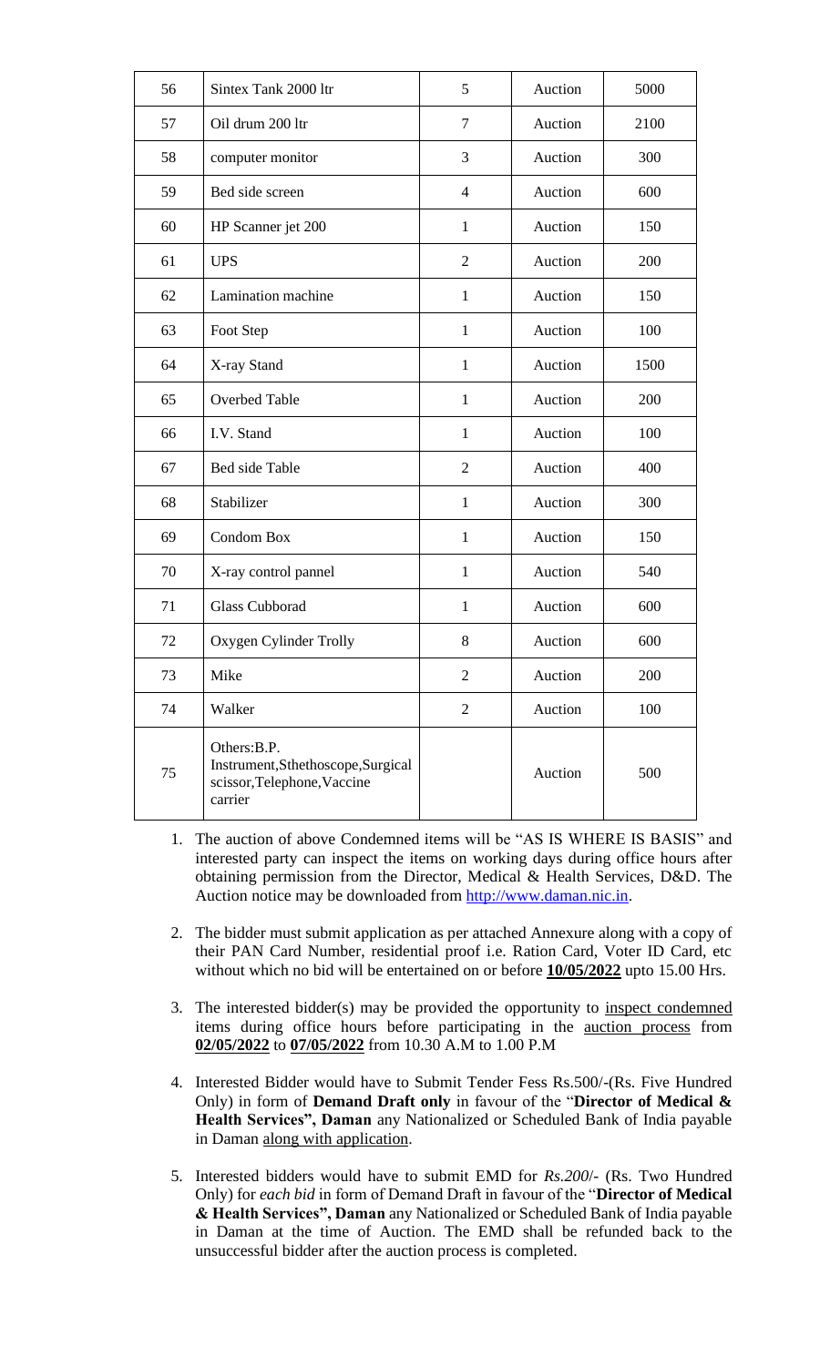| 56 | Sintex Tank 2000 ltr | 5 | Auction | 5000 |
|---|---|---|---|---|
| 57 | Oil drum 200 ltr | 7 | Auction | 2100 |
| 58 | computer monitor | 3 | Auction | 300 |
| 59 | Bed side screen | 4 | Auction | 600 |
| 60 | HP Scanner jet 200 | 1 | Auction | 150 |
| 61 | UPS | 2 | Auction | 200 |
| 62 | Lamination machine | 1 | Auction | 150 |
| 63 | Foot Step | 1 | Auction | 100 |
| 64 | X-ray Stand | 1 | Auction | 1500 |
| 65 | Overbed Table | 1 | Auction | 200 |
| 66 | I.V. Stand | 1 | Auction | 100 |
| 67 | Bed side Table | 2 | Auction | 400 |
| 68 | Stabilizer | 1 | Auction | 300 |
| 69 | Condom Box | 1 | Auction | 150 |
| 70 | X-ray control pannel | 1 | Auction | 540 |
| 71 | Glass Cubborad | 1 | Auction | 600 |
| 72 | Oxygen Cylinder Trolly | 8 | Auction | 600 |
| 73 | Mike | 2 | Auction | 200 |
| 74 | Walker | 2 | Auction | 100 |
| 75 | Others:B.P. Instrument,Sthethoscope,Surgical scissor,Telephone,Vaccine carrier | | Auction | 500 |

1. The auction of above Condemned items will be "AS IS WHERE IS BASIS" and interested party can inspect the items on working days during office hours after obtaining permission from the Director, Medical & Health Services, D&D. The Auction notice may be downloaded from http://www.daman.nic.in.

2. The bidder must submit application as per attached Annexure along with a copy of their PAN Card Number, residential proof i.e. Ration Card, Voter ID Card, etc without which no bid will be entertained on or before **10/05/2022** upto 15.00 Hrs.

3. The interested bidder(s) may be provided the opportunity to inspect condemned items during office hours before participating in the auction process from **02/05/2022** to **07/05/2022** from 10.30 A.M to 1.00 P.M

4. Interested Bidder would have to Submit Tender Fess Rs.500/-(Rs. Five Hundred Only) in form of **Demand Draft only** in favour of the "**Director of Medical & Health Services", Daman** any Nationalized or Scheduled Bank of India payable in Daman along with application.

5. Interested bidders would have to submit EMD for *Rs.200*/- (Rs. Two Hundred Only) for *each bid* in form of Demand Draft in favour of the "**Director of Medical & Health Services", Daman** any Nationalized or Scheduled Bank of India payable in Daman at the time of Auction. The EMD shall be refunded back to the unsuccessful bidder after the auction process is completed.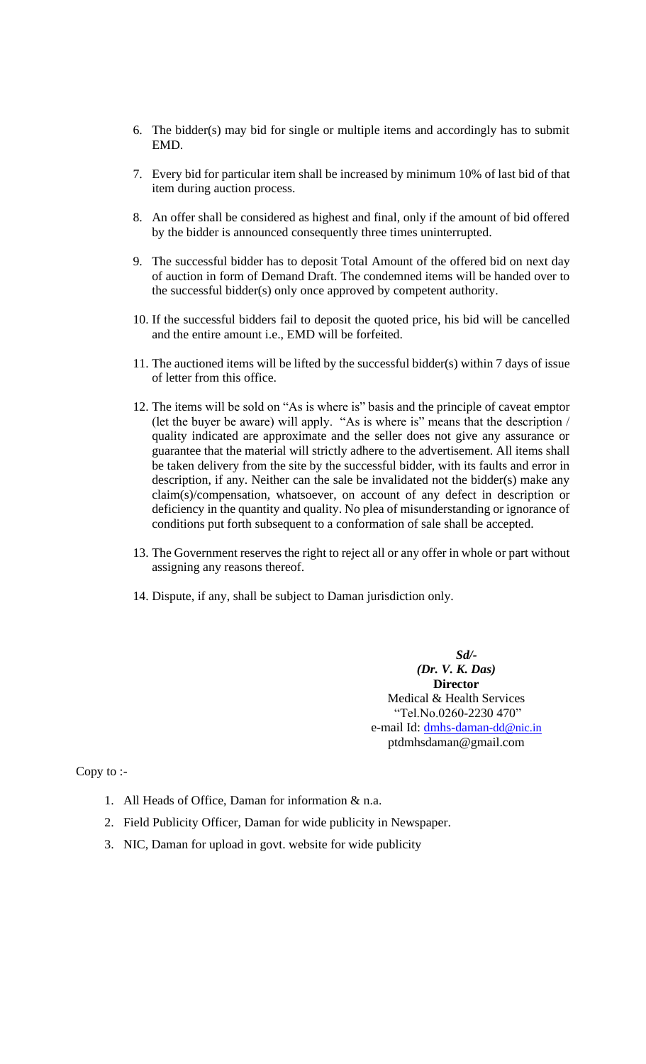6. The bidder(s) may bid for single or multiple items and accordingly has to submit EMD.

7. Every bid for particular item shall be increased by minimum 10% of last bid of that item during auction process.

8. An offer shall be considered as highest and final, only if the amount of bid offered by the bidder is announced consequently three times uninterrupted.

9. The successful bidder has to deposit Total Amount of the offered bid on next day of auction in form of Demand Draft. The condemned items will be handed over to the successful bidder(s) only once approved by competent authority.

10. If the successful bidders fail to deposit the quoted price, his bid will be cancelled and the entire amount i.e., EMD will be forfeited.

11. The auctioned items will be lifted by the successful bidder(s) within 7 days of issue of letter from this office.

12. The items will be sold on "As is where is" basis and the principle of caveat emptor (let the buyer be aware) will apply. "As is where is" means that the description / quality indicated are approximate and the seller does not give any assurance or guarantee that the material will strictly adhere to the advertisement. All items shall be taken delivery from the site by the successful bidder, with its faults and error in description, if any. Neither can the sale be invalidated not the bidder(s) make any claim(s)/compensation, whatsoever, on account of any defect in description or deficiency in the quantity and quality. No plea of misunderstanding or ignorance of conditions put forth subsequent to a conformation of sale shall be accepted.

13. The Government reserves the right to reject all or any offer in whole or part without assigning any reasons thereof.

14. Dispute, if any, shall be subject to Daman jurisdiction only.

***Sd/-***
***(Dr. V. K. Das)***
**Director**
Medical & Health Services
"Tel.No.0260-2230 470"
e-mail Id: dmhs-daman-dd@nic.in
ptdmhsdaman@gmail.com

Copy to :-

1. All Heads of Office, Daman for information & n.a.
2. Field Publicity Officer, Daman for wide publicity in Newspaper.
3. NIC, Daman for upload in govt. website for wide publicity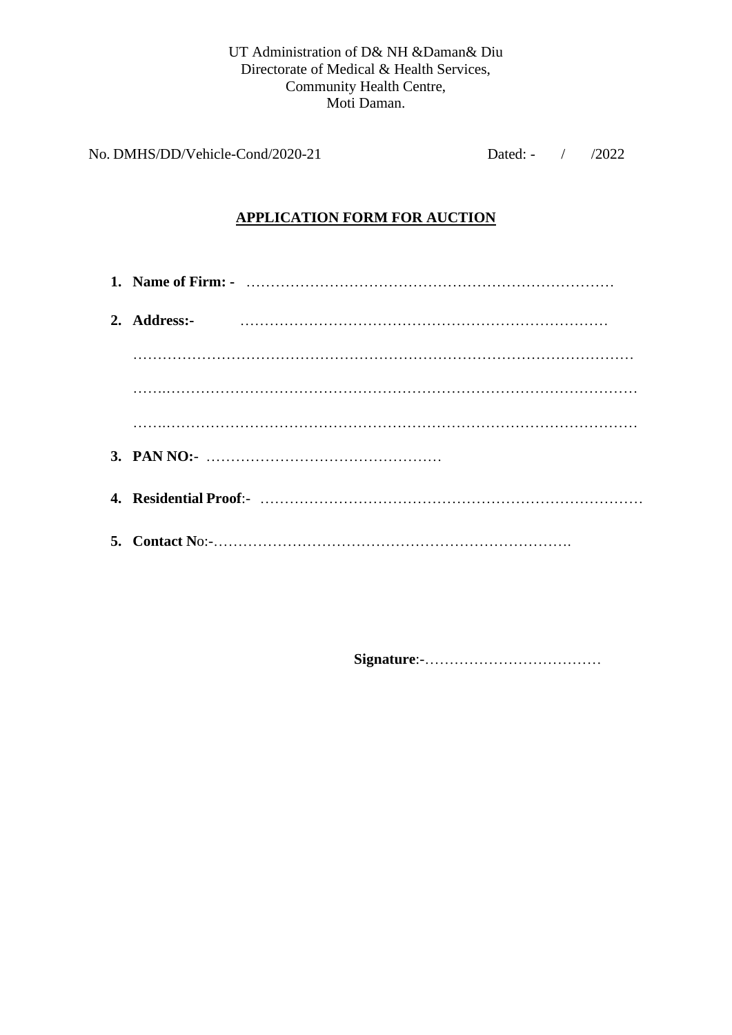UT Administration of D& NH &Daman& Diu
Directorate of Medical & Health Services,
Community Health Centre,
Moti Daman.

No. DMHS/DD/Vehicle-Cond/2020-21 Dated: - / /2022

## APPLICATION FORM FOR AUCTION

1. **Name of Firm: -** …………………………………………………………………
2. **Address:-** …………………………………………………………………

   ……………………………………………………………………………………………

   ……..…………………………………………………………………………………

   ……..…………………………………………………………………………………
3. **PAN NO:-** …………………………………………
4. **Residential Proof**:- ……………………………………………………………………
5. **Contact N**o:-……………………………………………………………….

**Signature**:-………………………………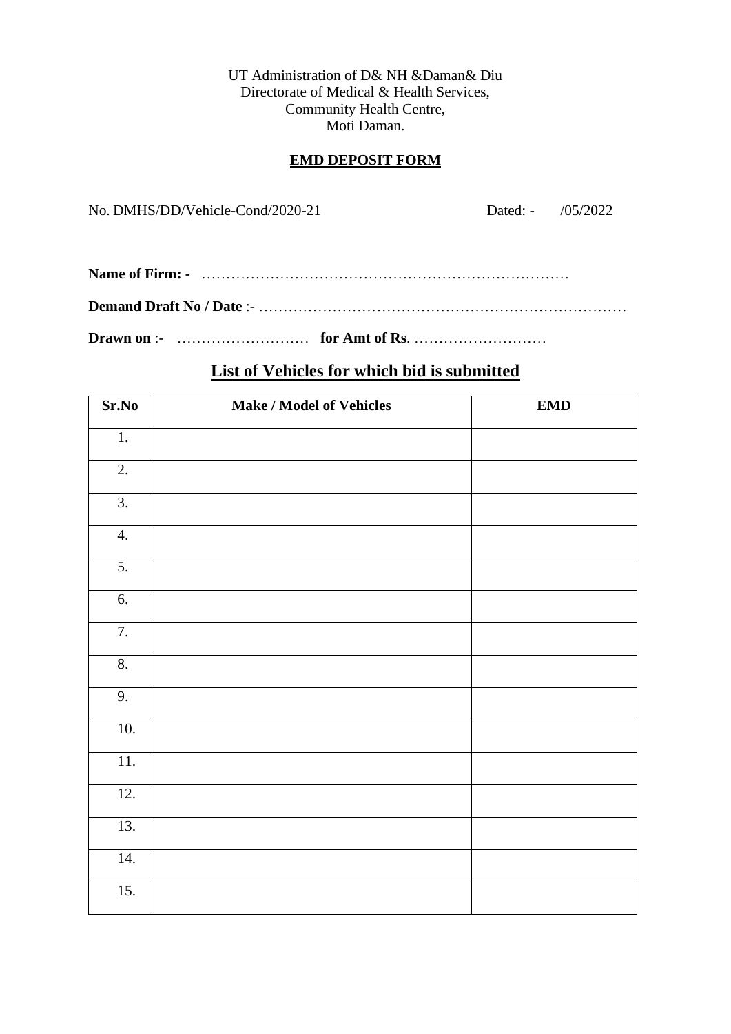UT Administration of D& NH &Daman& Diu
Directorate of Medical & Health Services,
Community Health Centre,
Moti Daman.

## EMD DEPOSIT FORM

No. DMHS/DD/Vehicle-Cond/2020-21 Dated: - /05/2022

**Name of Firm: -** ………………………………………………………………

**Demand Draft No / Date** :- …………………………………………………………………

**Drawn on** :- ……………………… **for Amt of Rs**. ………………………

## List of Vehicles for which bid is submitted

| Sr.No | Make / Model of Vehicles | EMD |
|---|---|---|
| 1. | | |
| 2. | | |
| 3. | | |
| 4. | | |
| 5. | | |
| 6. | | |
| 7. | | |
| 8. | | |
| 9. | | |
| 10. | | |
| 11. | | |
| 12. | | |
| 13. | | |
| 14. | | |
| 15. | | |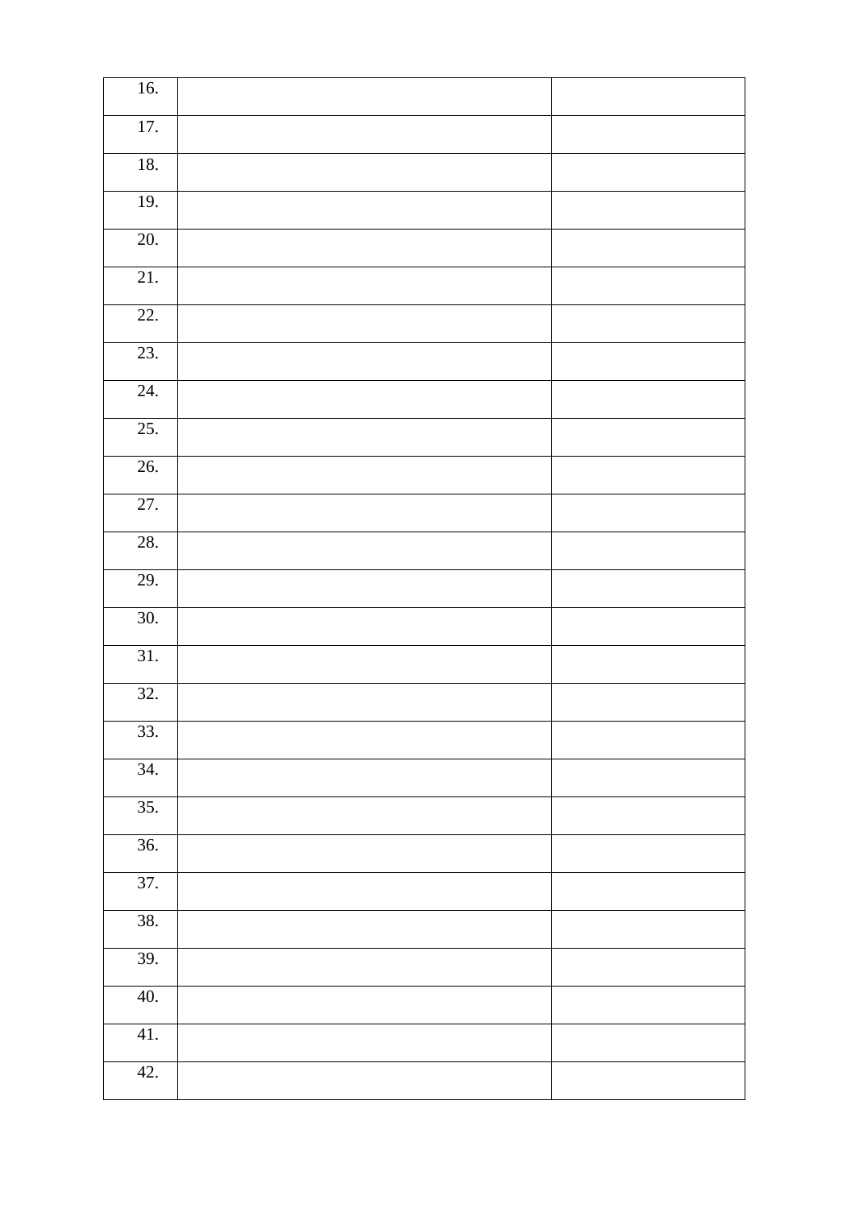| | | |
|---|---|---|
| 16. | | |
| 17. | | |
| 18. | | |
| 19. | | |
| 20. | | |
| 21. | | |
| 22. | | |
| 23. | | |
| 24. | | |
| 25. | | |
| 26. | | |
| 27. | | |
| 28. | | |
| 29. | | |
| 30. | | |
| 31. | | |
| 32. | | |
| 33. | | |
| 34. | | |
| 35. | | |
| 36. | | |
| 37. | | |
| 38. | | |
| 39. | | |
| 40. | | |
| 41. | | |
| 42. | | |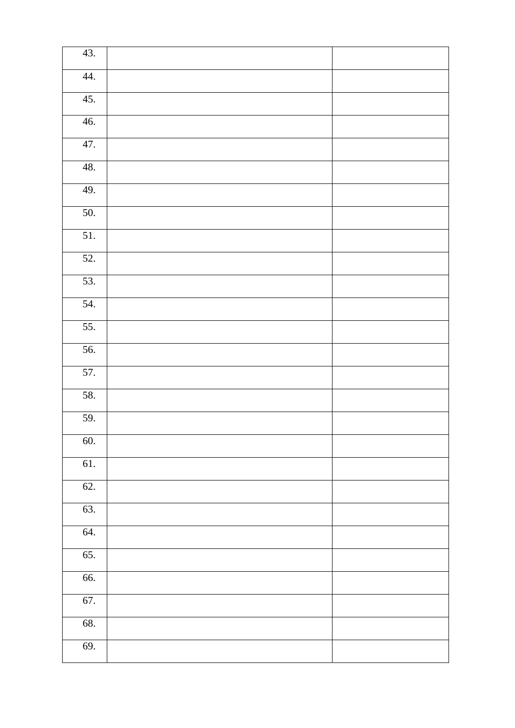| | | |
|---|---|---|
| 43. | | |
| 44. | | |
| 45. | | |
| 46. | | |
| 47. | | |
| 48. | | |
| 49. | | |
| 50. | | |
| 51. | | |
| 52. | | |
| 53. | | |
| 54. | | |
| 55. | | |
| 56. | | |
| 57. | | |
| 58. | | |
| 59. | | |
| 60. | | |
| 61. | | |
| 62. | | |
| 63. | | |
| 64. | | |
| 65. | | |
| 66. | | |
| 67. | | |
| 68. | | |
| 69. | | |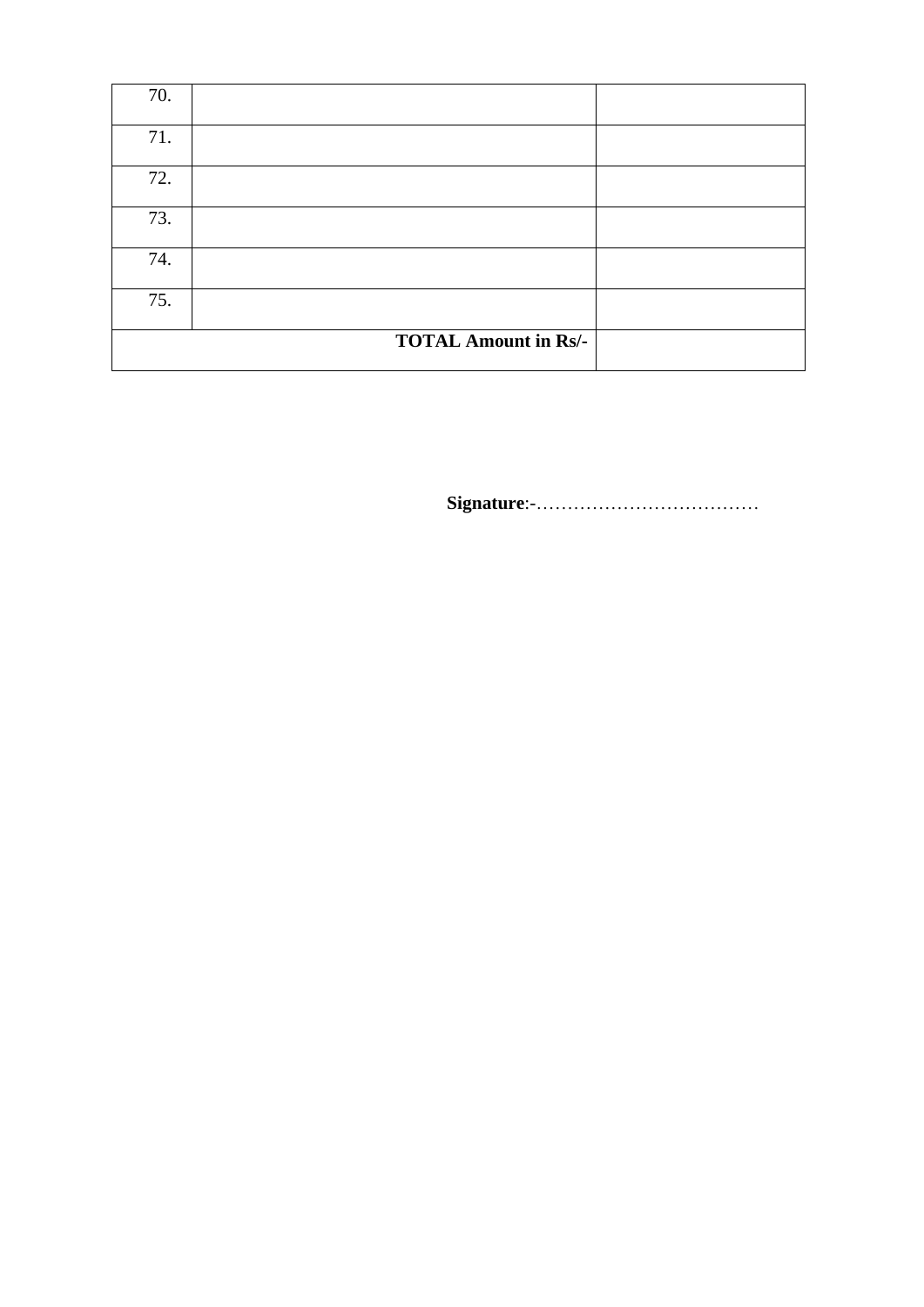| | | |
|---|---|---|
| 70. | | |
| 71. | | |
| 72. | | |
| 73. | | |
| 74. | | |
| 75. | | |
| | **TOTAL Amount in Rs/-** | |

**Signature**:-………………………………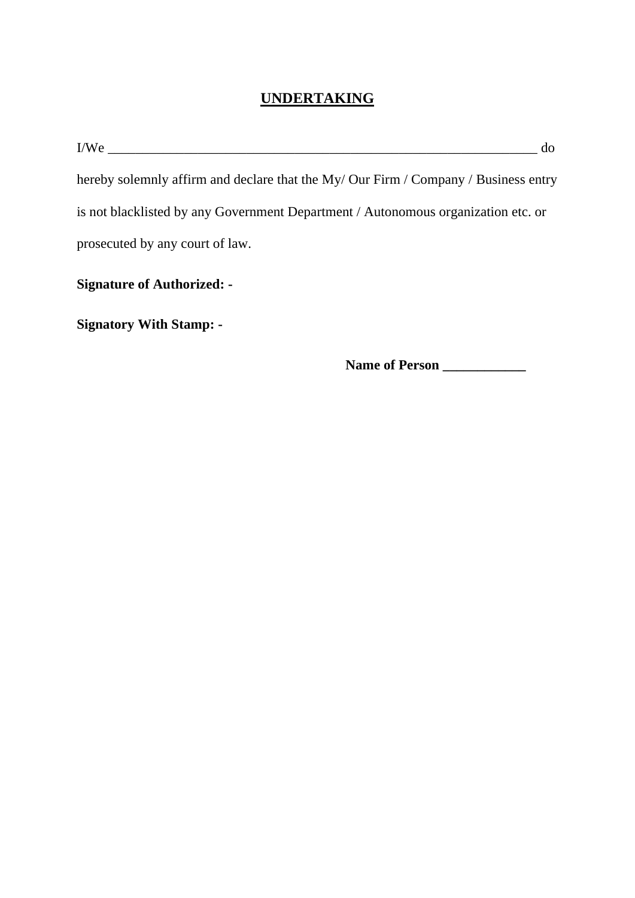# UNDERTAKING

I/We _________________________________________________________________ do hereby solemnly affirm and declare that the My/ Our Firm / Company / Business entry is not blacklisted by any Government Department / Autonomous organization etc. or prosecuted by any court of law.

**Signature of Authorized: -**

**Signatory With Stamp: -**

**Name of Person ____________**